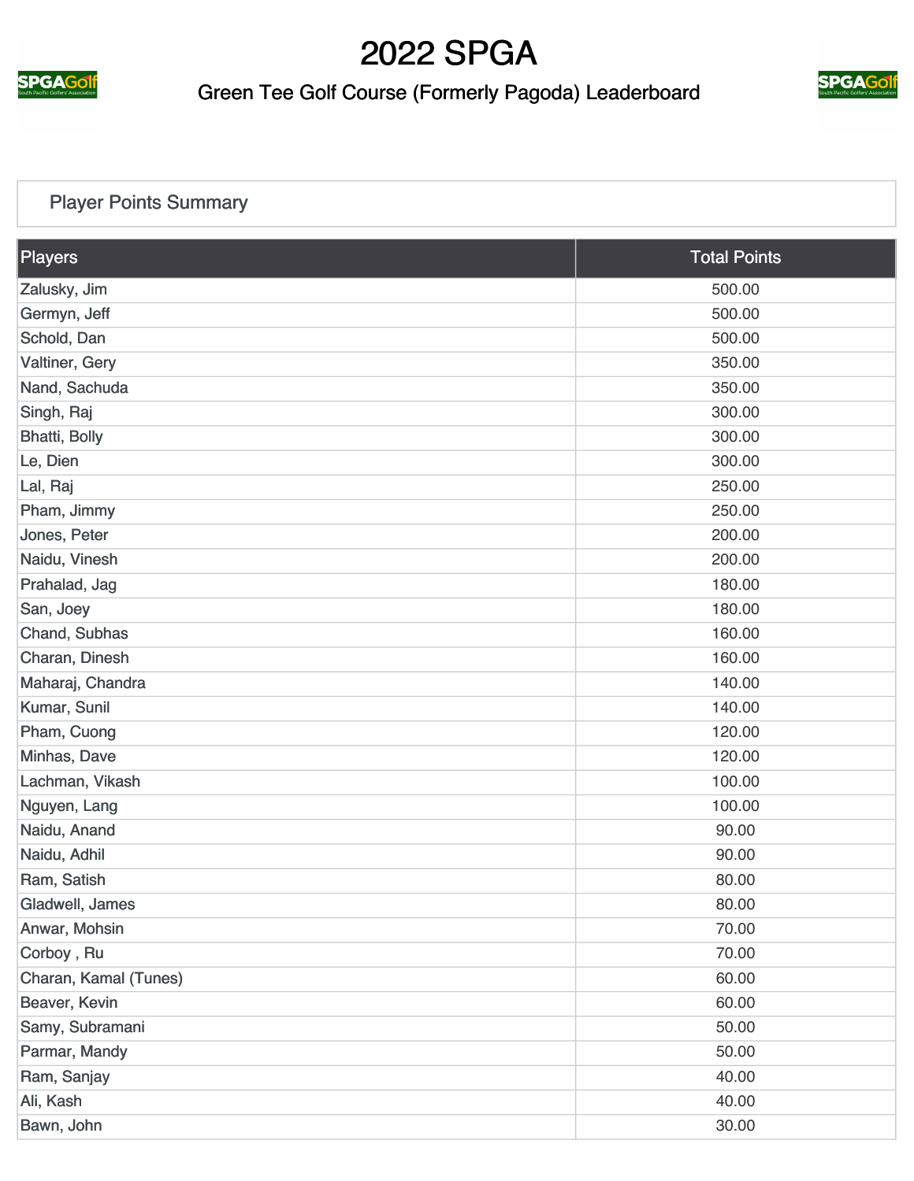# 2022 SPGA

## Green Tee Golf Course (Formerly Pagoda) Leaderboard

### Player Points Summary

| Players | Total Points |
|---|---|
| Zalusky, Jim | 500.00 |
| Germyn, Jeff | 500.00 |
| Schold, Dan | 500.00 |
| Valtiner, Gery | 350.00 |
| Nand, Sachuda | 350.00 |
| Singh, Raj | 300.00 |
| Bhatti, Bolly | 300.00 |
| Le, Dien | 300.00 |
| Lal, Raj | 250.00 |
| Pham, Jimmy | 250.00 |
| Jones, Peter | 200.00 |
| Naidu, Vinesh | 200.00 |
| Prahalad, Jag | 180.00 |
| San, Joey | 180.00 |
| Chand, Subhas | 160.00 |
| Charan, Dinesh | 160.00 |
| Maharaj, Chandra | 140.00 |
| Kumar, Sunil | 140.00 |
| Pham, Cuong | 120.00 |
| Minhas, Dave | 120.00 |
| Lachman, Vikash | 100.00 |
| Nguyen, Lang | 100.00 |
| Naidu, Anand | 90.00 |
| Naidu, Adhil | 90.00 |
| Ram, Satish | 80.00 |
| Gladwell, James | 80.00 |
| Anwar, Mohsin | 70.00 |
| Corboy , Ru | 70.00 |
| Charan, Kamal (Tunes) | 60.00 |
| Beaver, Kevin | 60.00 |
| Samy, Subramani | 50.00 |
| Parmar, Mandy | 50.00 |
| Ram, Sanjay | 40.00 |
| Ali, Kash | 40.00 |
| Bawn, John | 30.00 |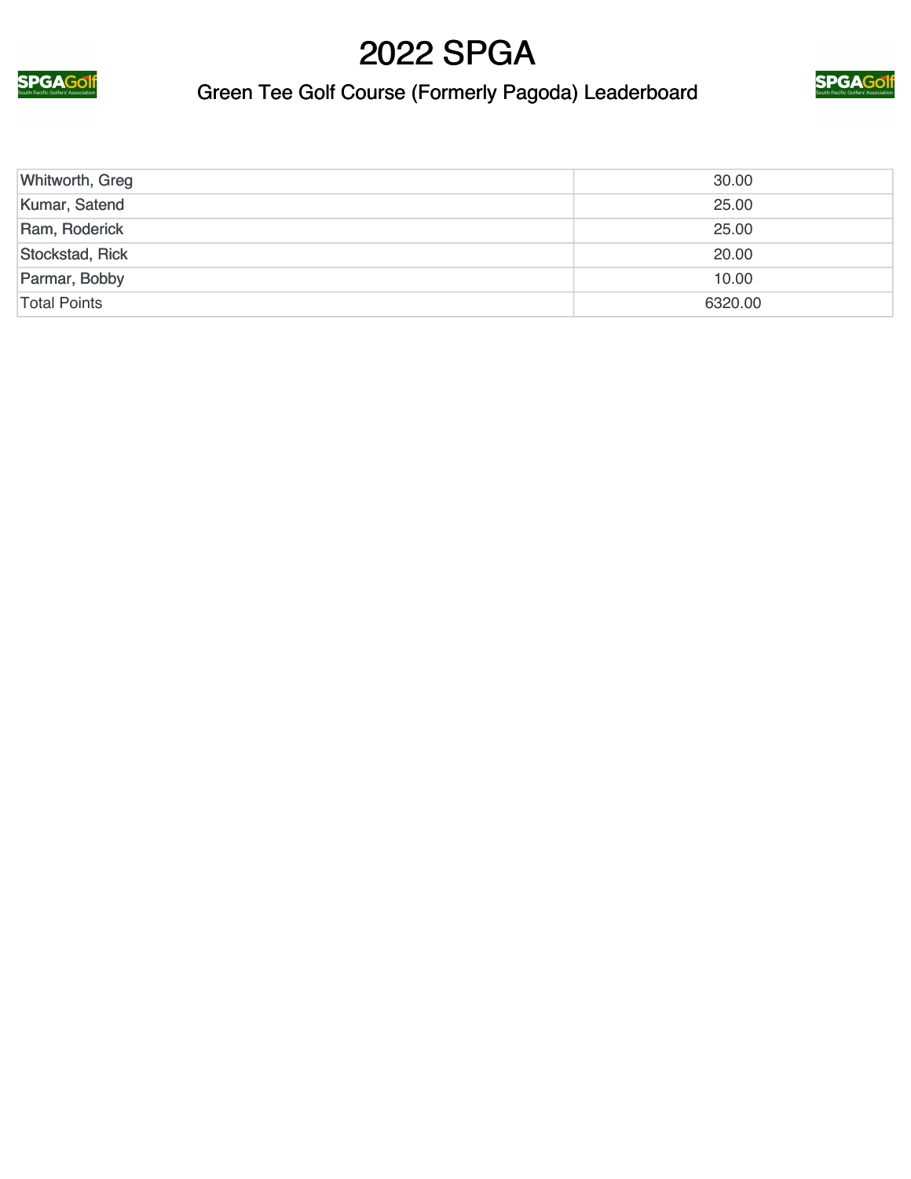# 2022 SPGA

## Green Tee Golf Course (Formerly Pagoda) Leaderboard

| | |
|---|---|
| Whitworth, Greg | 30.00 |
| Kumar, Satend | 25.00 |
| Ram, Roderick | 25.00 |
| Stockstad, Rick | 20.00 |
| Parmar, Bobby | 10.00 |
| Total Points | 6320.00 |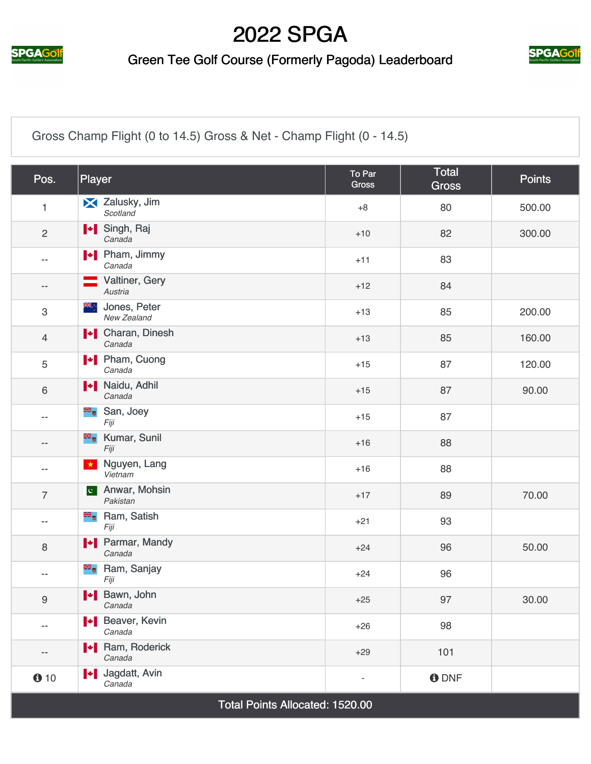# 2022 SPGA

## Green Tee Golf Course (Formerly Pagoda) Leaderboard

Gross Champ Flight (0 to 14.5) Gross & Net - Champ Flight (0 - 14.5)

| Pos. | Player | To Par Gross | Total Gross | Points |
|---|---|---|---|---|
| 1 | Zalusky, Jim *Scotland* | +8 | 80 | 500.00 |
| 2 | Singh, Raj *Canada* | +10 | 82 | 300.00 |
| -- | Pham, Jimmy *Canada* | +11 | 83 | |
| -- | Valtiner, Gery *Austria* | +12 | 84 | |
| 3 | Jones, Peter *New Zealand* | +13 | 85 | 200.00 |
| 4 | Charan, Dinesh *Canada* | +13 | 85 | 160.00 |
| 5 | Pham, Cuong *Canada* | +15 | 87 | 120.00 |
| 6 | Naidu, Adhil *Canada* | +15 | 87 | 90.00 |
| -- | San, Joey *Fiji* | +15 | 87 | |
| -- | Kumar, Sunil *Fiji* | +16 | 88 | |
| -- | Nguyen, Lang *Vietnam* | +16 | 88 | |
| 7 | Anwar, Mohsin *Pakistan* | +17 | 89 | 70.00 |
| -- | Ram, Satish *Fiji* | +21 | 93 | |
| 8 | Parmar, Mandy *Canada* | +24 | 96 | 50.00 |
| -- | Ram, Sanjay *Fiji* | +24 | 96 | |
| 9 | Bawn, John *Canada* | +25 | 97 | 30.00 |
| -- | Beaver, Kevin *Canada* | +26 | 98 | |
| -- | Ram, Roderick *Canada* | +29 | 101 | |
| 10 | Jagdatt, Avin *Canada* | - | DNF | |
| Total Points Allocated: 1520.00 | | | | |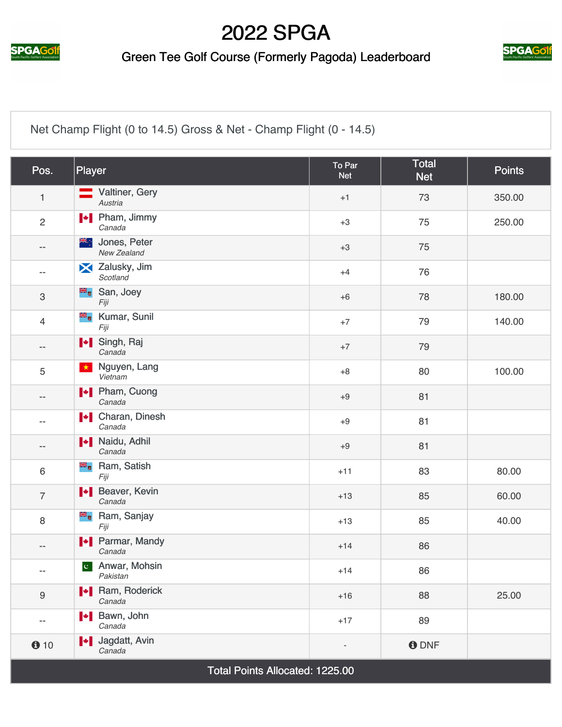# 2022 SPGA

## Green Tee Golf Course (Formerly Pagoda) Leaderboard

Net Champ Flight (0 to 14.5) Gross & Net - Champ Flight (0 - 14.5)

| Pos. | Player | To Par Net | Total Net | Points |
|---|---|---|---|---|
| 1 | Valtiner, Gery *Austria* | +1 | 73 | 350.00 |
| 2 | Pham, Jimmy *Canada* | +3 | 75 | 250.00 |
| -- | Jones, Peter *New Zealand* | +3 | 75 | |
| -- | Zalusky, Jim *Scotland* | +4 | 76 | |
| 3 | San, Joey *Fiji* | +6 | 78 | 180.00 |
| 4 | Kumar, Sunil *Fiji* | +7 | 79 | 140.00 |
| -- | Singh, Raj *Canada* | +7 | 79 | |
| 5 | Nguyen, Lang *Vietnam* | +8 | 80 | 100.00 |
| -- | Pham, Cuong *Canada* | +9 | 81 | |
| -- | Charan, Dinesh *Canada* | +9 | 81 | |
| -- | Naidu, Adhil *Canada* | +9 | 81 | |
| 6 | Ram, Satish *Fiji* | +11 | 83 | 80.00 |
| 7 | Beaver, Kevin *Canada* | +13 | 85 | 60.00 |
| 8 | Ram, Sanjay *Fiji* | +13 | 85 | 40.00 |
| -- | Parmar, Mandy *Canada* | +14 | 86 | |
| -- | Anwar, Mohsin *Pakistan* | +14 | 86 | |
| 9 | Ram, Roderick *Canada* | +16 | 88 | 25.00 |
| -- | Bawn, John *Canada* | +17 | 89 | |
| 10 | Jagdatt, Avin *Canada* | - | DNF | |
| Total Points Allocated: 1225.00 | | | | |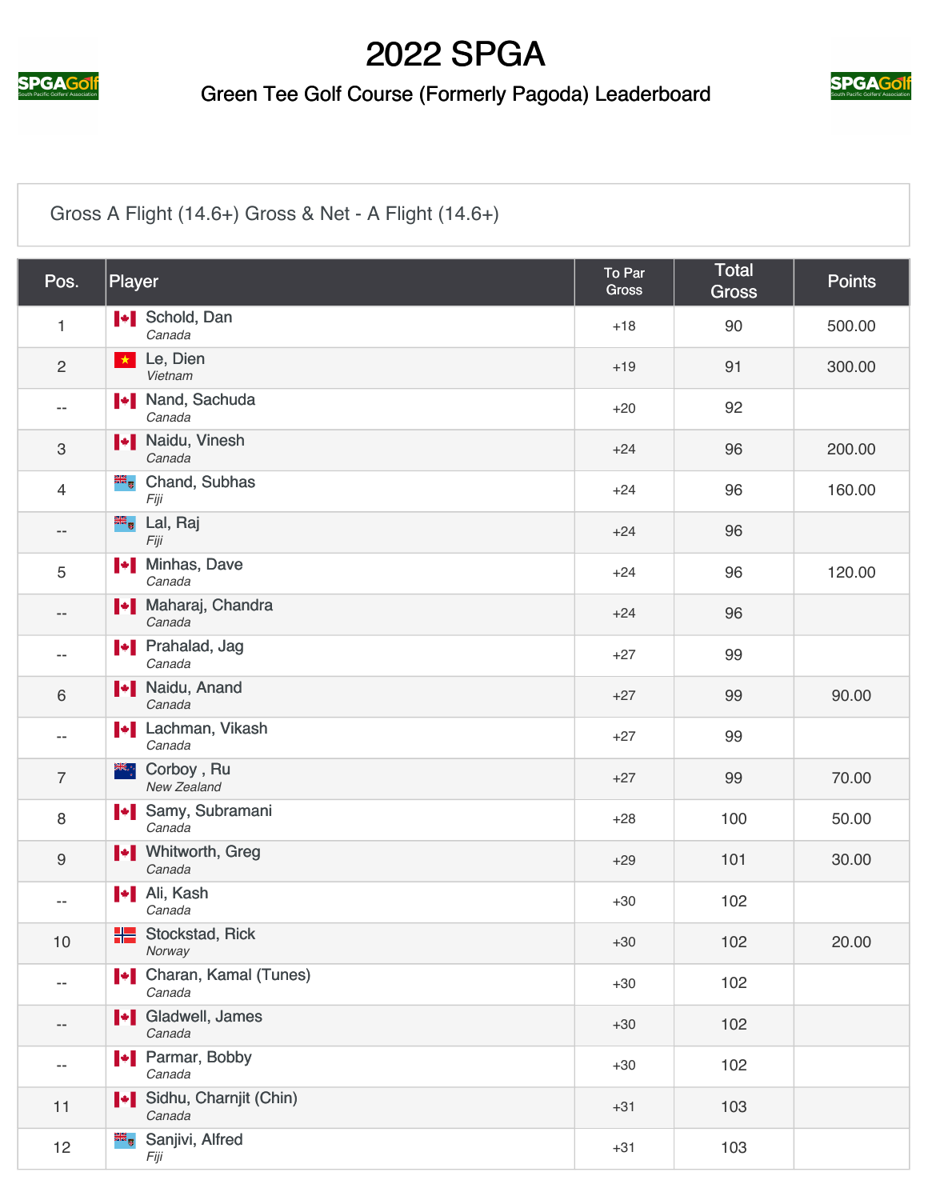# 2022 SPGA

## Green Tee Golf Course (Formerly Pagoda) Leaderboard

Gross A Flight (14.6+) Gross & Net - A Flight (14.6+)

| Pos. | Player | To Par Gross | Total Gross | Points |
|---|---|---|---|---|
| 1 | Schold, Dan<br>*Canada* | +18 | 90 | 500.00 |
| 2 | Le, Dien<br>*Vietnam* | +19 | 91 | 300.00 |
| -- | Nand, Sachuda<br>*Canada* | +20 | 92 | |
| 3 | Naidu, Vinesh<br>*Canada* | +24 | 96 | 200.00 |
| 4 | Chand, Subhas<br>*Fiji* | +24 | 96 | 160.00 |
| -- | Lal, Raj<br>*Fiji* | +24 | 96 | |
| 5 | Minhas, Dave<br>*Canada* | +24 | 96 | 120.00 |
| -- | Maharaj, Chandra<br>*Canada* | +24 | 96 | |
| -- | Prahalad, Jag<br>*Canada* | +27 | 99 | |
| 6 | Naidu, Anand<br>*Canada* | +27 | 99 | 90.00 |
| -- | Lachman, Vikash<br>*Canada* | +27 | 99 | |
| 7 | Corboy , Ru<br>*New Zealand* | +27 | 99 | 70.00 |
| 8 | Samy, Subramani<br>*Canada* | +28 | 100 | 50.00 |
| 9 | Whitworth, Greg<br>*Canada* | +29 | 101 | 30.00 |
| -- | Ali, Kash<br>*Canada* | +30 | 102 | |
| 10 | Stockstad, Rick<br>*Norway* | +30 | 102 | 20.00 |
| -- | Charan, Kamal (Tunes)<br>*Canada* | +30 | 102 | |
| -- | Gladwell, James<br>*Canada* | +30 | 102 | |
| -- | Parmar, Bobby<br>*Canada* | +30 | 102 | |
| 11 | Sidhu, Charnjit (Chin)<br>*Canada* | +31 | 103 | |
| 12 | Sanjivi, Alfred<br>*Fiji* | +31 | 103 | |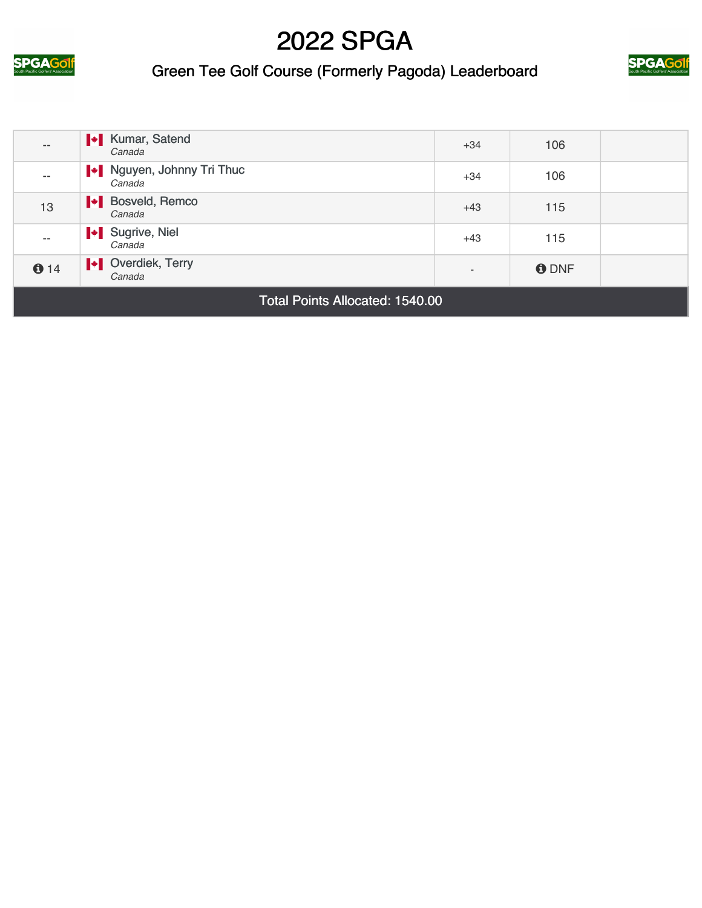# 2022 SPGA

## Green Tee Golf Course (Formerly Pagoda) Leaderboard

| | | | | |
|---|---|---|---|---|
| -- | Kumar, Satend *Canada* | +34 | 106 | |
| -- | Nguyen, Johnny Tri Thuc *Canada* | +34 | 106 | |
| 13 | Bosveld, Remco *Canada* | +43 | 115 | |
| -- | Sugrive, Niel *Canada* | +43 | 115 | |
| 14 | Overdiek, Terry *Canada* | - | DNF | |

Total Points Allocated: 1540.00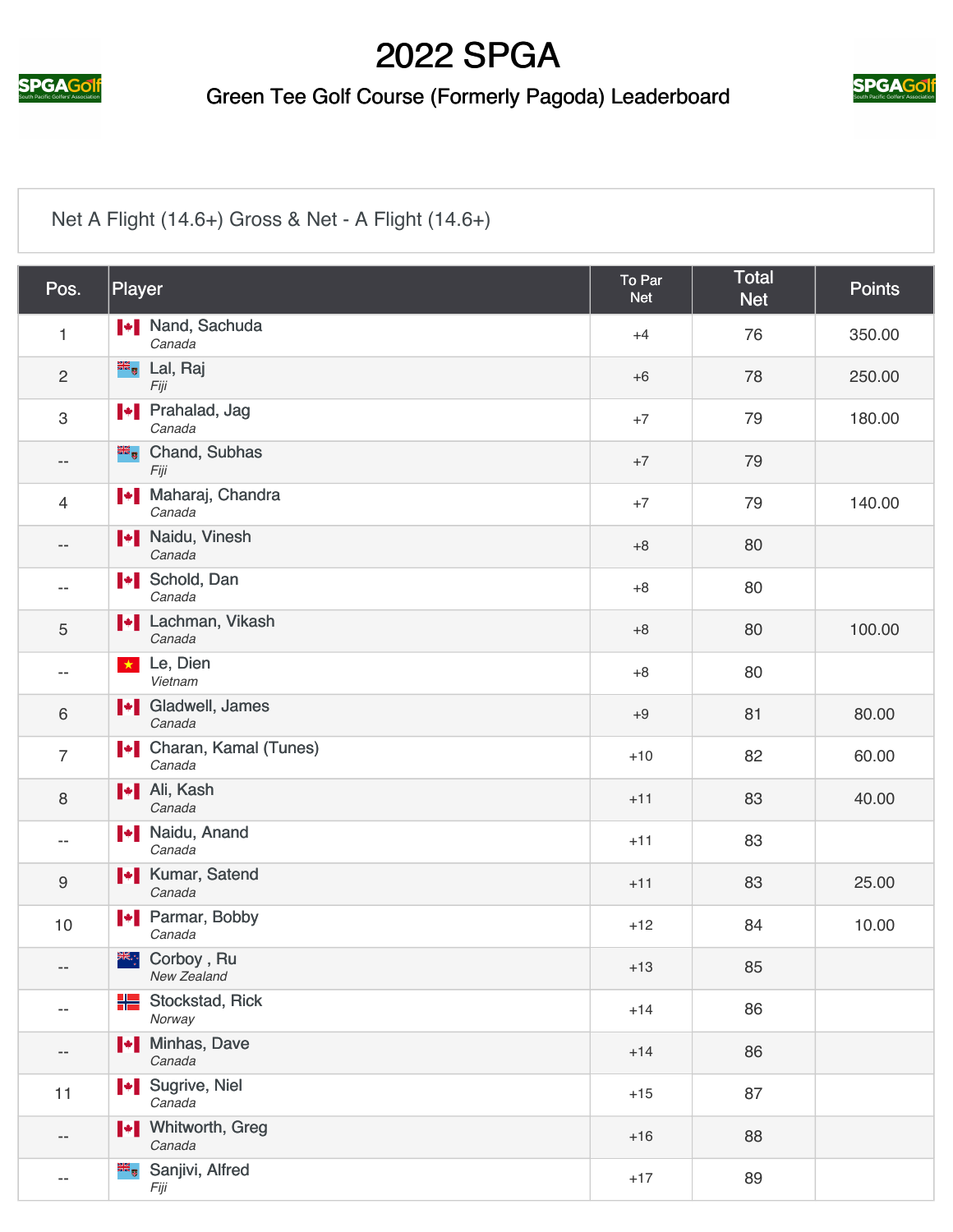# 2022 SPGA

## Green Tee Golf Course (Formerly Pagoda) Leaderboard

Net A Flight (14.6+) Gross & Net - A Flight (14.6+)

| Pos. | Player | To Par Net | Total Net | Points |
|---|---|---|---|---|
| 1 | Nand, Sachuda *Canada* | +4 | 76 | 350.00 |
| 2 | Lal, Raj *Fiji* | +6 | 78 | 250.00 |
| 3 | Prahalad, Jag *Canada* | +7 | 79 | 180.00 |
| -- | Chand, Subhas *Fiji* | +7 | 79 | |
| 4 | Maharaj, Chandra *Canada* | +7 | 79 | 140.00 |
| -- | Naidu, Vinesh *Canada* | +8 | 80 | |
| -- | Schold, Dan *Canada* | +8 | 80 | |
| 5 | Lachman, Vikash *Canada* | +8 | 80 | 100.00 |
| -- | Le, Dien *Vietnam* | +8 | 80 | |
| 6 | Gladwell, James *Canada* | +9 | 81 | 80.00 |
| 7 | Charan, Kamal (Tunes) *Canada* | +10 | 82 | 60.00 |
| 8 | Ali, Kash *Canada* | +11 | 83 | 40.00 |
| -- | Naidu, Anand *Canada* | +11 | 83 | |
| 9 | Kumar, Satend *Canada* | +11 | 83 | 25.00 |
| 10 | Parmar, Bobby *Canada* | +12 | 84 | 10.00 |
| -- | Corboy , Ru *New Zealand* | +13 | 85 | |
| -- | Stockstad, Rick *Norway* | +14 | 86 | |
| -- | Minhas, Dave *Canada* | +14 | 86 | |
| 11 | Sugrive, Niel *Canada* | +15 | 87 | |
| -- | Whitworth, Greg *Canada* | +16 | 88 | |
| -- | Sanjivi, Alfred *Fiji* | +17 | 89 | |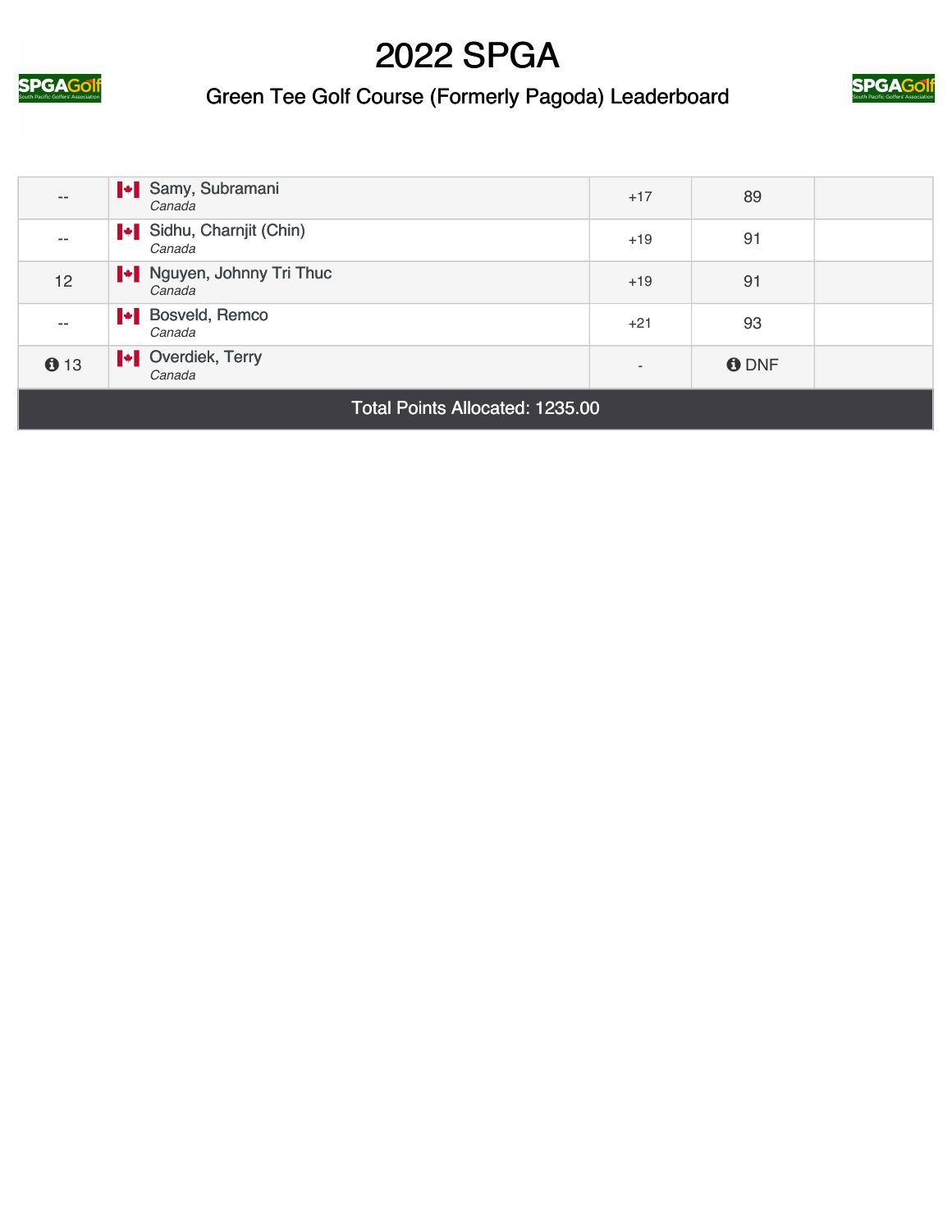# 2022 SPGA

## Green Tee Golf Course (Formerly Pagoda) Leaderboard

| | | | | |
|---|---|---|---|---|
| -- | Samy, Subramani *Canada* | +17 | 89 | |
| -- | Sidhu, Charnjit (Chin) *Canada* | +19 | 91 | |
| 12 | Nguyen, Johnny Tri Thuc *Canada* | +19 | 91 | |
| -- | Bosveld, Remco *Canada* | +21 | 93 | |
| 13 | Overdiek, Terry *Canada* | - | DNF | |

Total Points Allocated: 1235.00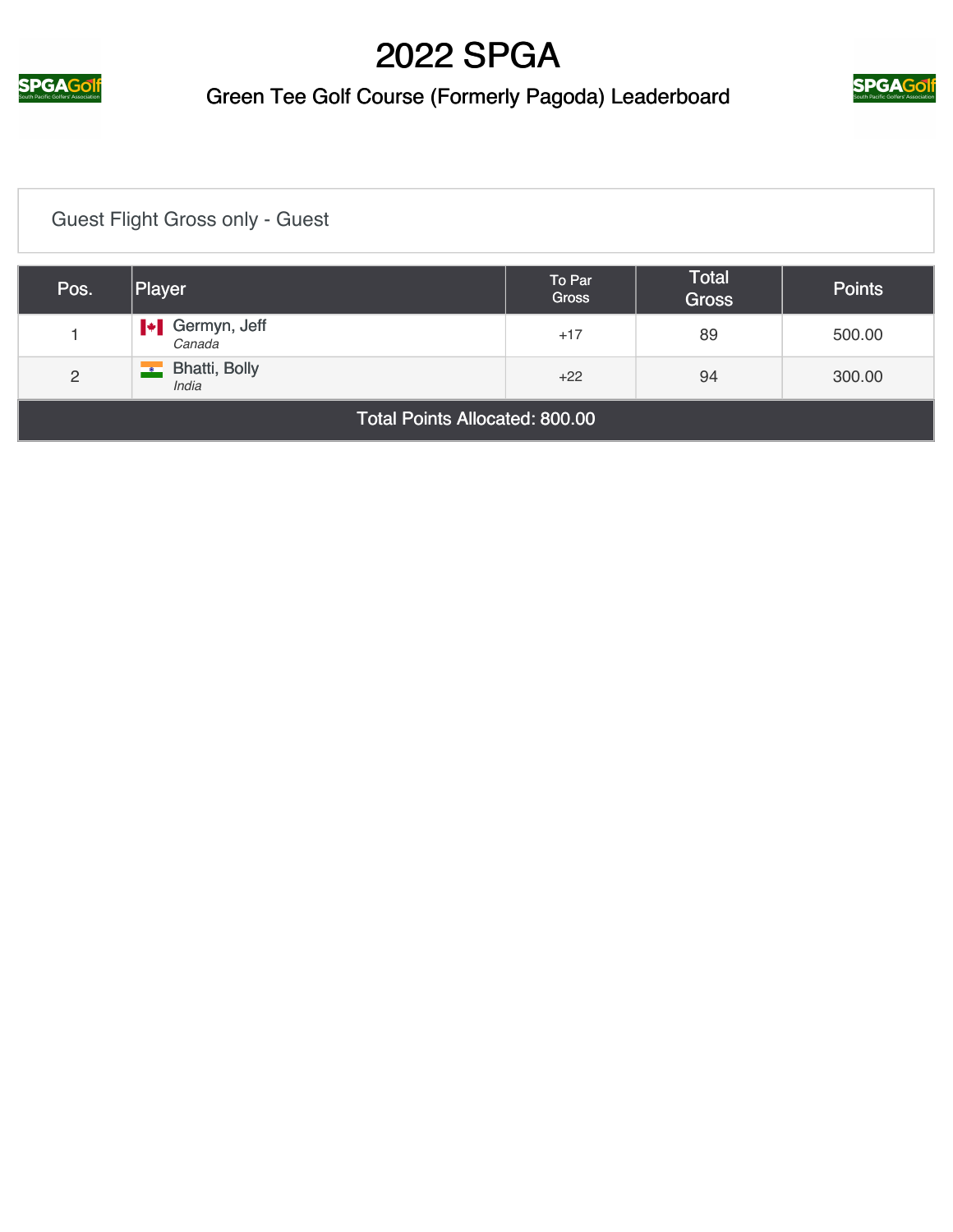# 2022 SPGA

## Green Tee Golf Course (Formerly Pagoda) Leaderboard

Guest Flight Gross only - Guest

| Pos. | Player | To Par Gross | Total Gross | Points |
|---|---|---|---|---|
| 1 | Germyn, Jeff *Canada* | +17 | 89 | 500.00 |
| 2 | Bhatti, Bolly *India* | +22 | 94 | 300.00 |
| Total Points Allocated: 800.00 | | | | |